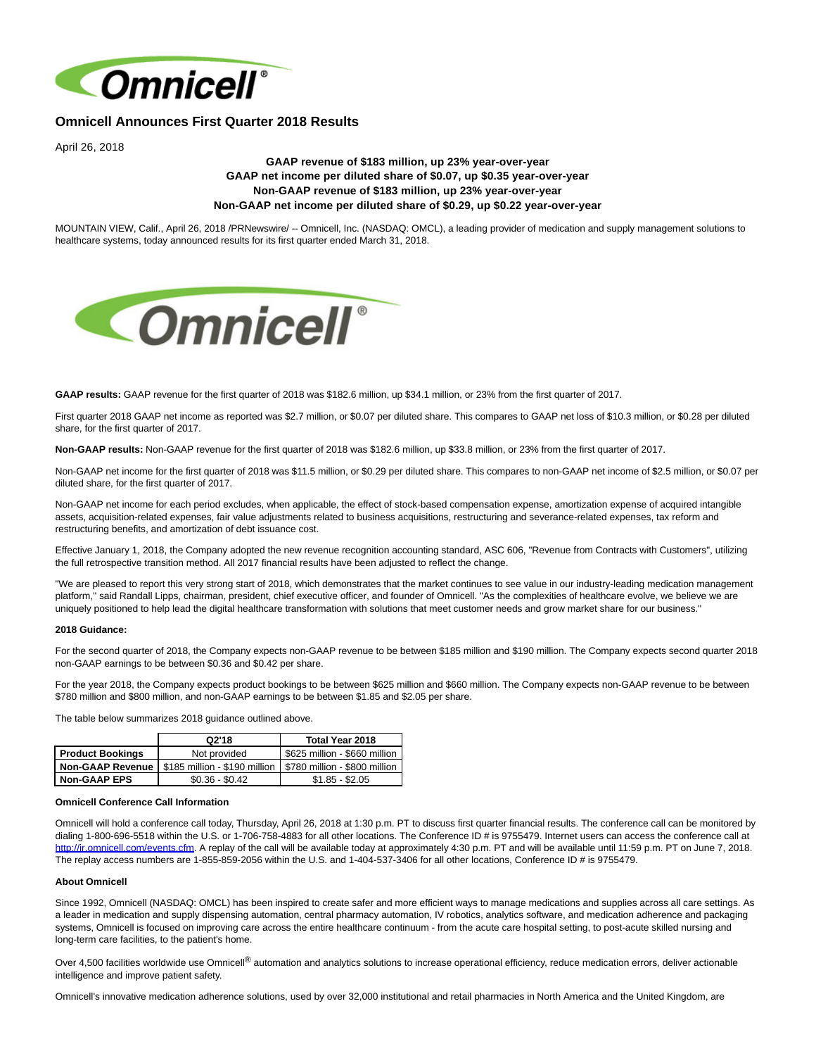# Omnicell Announces First Quarter 2018 Results

April 26, 2018

**GAAP revenue of $183 million, up 23% year-over-year**
**GAAP net income per diluted share of $0.07, up $0.35 year-over-year**
**Non-GAAP revenue of $183 million, up 23% year-over-year**
**Non-GAAP net income per diluted share of $0.29, up $0.22 year-over-year**

MOUNTAIN VIEW, Calif., April 26, 2018 /PRNewswire/ -- Omnicell, Inc. (NASDAQ: OMCL), a leading provider of medication and supply management solutions to healthcare systems, today announced results for its first quarter ended March 31, 2018.

**GAAP results:** GAAP revenue for the first quarter of 2018 was $182.6 million, up $34.1 million, or 23% from the first quarter of 2017.

First quarter 2018 GAAP net income as reported was $2.7 million, or $0.07 per diluted share. This compares to GAAP net loss of $10.3 million, or $0.28 per diluted share, for the first quarter of 2017.

**Non-GAAP results:** Non-GAAP revenue for the first quarter of 2018 was $182.6 million, up $33.8 million, or 23% from the first quarter of 2017.

Non-GAAP net income for the first quarter of 2018 was $11.5 million, or $0.29 per diluted share. This compares to non-GAAP net income of $2.5 million, or $0.07 per diluted share, for the first quarter of 2017.

Non-GAAP net income for each period excludes, when applicable, the effect of stock-based compensation expense, amortization expense of acquired intangible assets, acquisition-related expenses, fair value adjustments related to business acquisitions, restructuring and severance-related expenses, tax reform and restructuring benefits, and amortization of debt issuance cost.

Effective January 1, 2018, the Company adopted the new revenue recognition accounting standard, ASC 606, "Revenue from Contracts with Customers", utilizing the full retrospective transition method. All 2017 financial results have been adjusted to reflect the change.

"We are pleased to report this very strong start of 2018, which demonstrates that the market continues to see value in our industry-leading medication management platform," said Randall Lipps, chairman, president, chief executive officer, and founder of Omnicell. "As the complexities of healthcare evolve, we believe we are uniquely positioned to help lead the digital healthcare transformation with solutions that meet customer needs and grow market share for our business."

**2018 Guidance:**

For the second quarter of 2018, the Company expects non-GAAP revenue to be between $185 million and $190 million. The Company expects second quarter 2018 non-GAAP earnings to be between $0.36 and $0.42 per share.

For the year 2018, the Company expects product bookings to be between $625 million and $660 million. The Company expects non-GAAP revenue to be between $780 million and $800 million, and non-GAAP earnings to be between $1.85 and $2.05 per share.

The table below summarizes 2018 guidance outlined above.

| | Q2'18 | Total Year 2018 |
|---|---|---|
| **Product Bookings** | Not provided | $625 million - $660 million |
| **Non-GAAP Revenue** | $185 million - $190 million | $780 million - $800 million |
| **Non-GAAP EPS** | $0.36 - $0.42 | $1.85 - $2.05 |

**Omnicell Conference Call Information**

Omnicell will hold a conference call today, Thursday, April 26, 2018 at 1:30 p.m. PT to discuss first quarter financial results. The conference call can be monitored by dialing 1-800-696-5518 within the U.S. or 1-706-758-4883 for all other locations. The Conference ID # is 9755479. Internet users can access the conference call at http://ir.omnicell.com/events.cfm. A replay of the call will be available today at approximately 4:30 p.m. PT and will be available until 11:59 p.m. PT on June 7, 2018. The replay access numbers are 1-855-859-2056 within the U.S. and 1-404-537-3406 for all other locations, Conference ID # is 9755479.

**About Omnicell**

Since 1992, Omnicell (NASDAQ: OMCL) has been inspired to create safer and more efficient ways to manage medications and supplies across all care settings. As a leader in medication and supply dispensing automation, central pharmacy automation, IV robotics, analytics software, and medication adherence and packaging systems, Omnicell is focused on improving care across the entire healthcare continuum - from the acute care hospital setting, to post-acute skilled nursing and long-term care facilities, to the patient's home.

Over 4,500 facilities worldwide use Omnicell® automation and analytics solutions to increase operational efficiency, reduce medication errors, deliver actionable intelligence and improve patient safety.

Omnicell's innovative medication adherence solutions, used by over 32,000 institutional and retail pharmacies in North America and the United Kingdom, are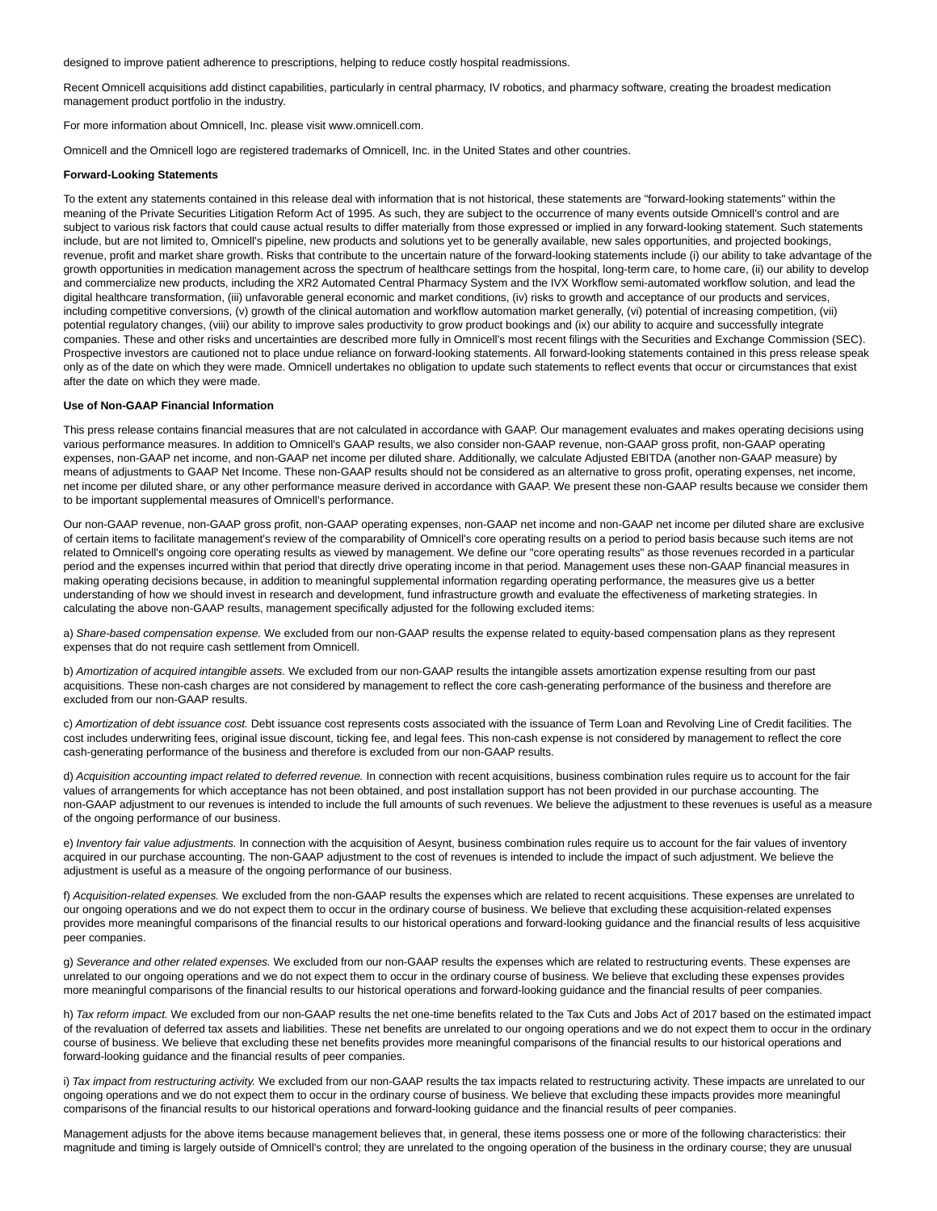designed to improve patient adherence to prescriptions, helping to reduce costly hospital readmissions.

Recent Omnicell acquisitions add distinct capabilities, particularly in central pharmacy, IV robotics, and pharmacy software, creating the broadest medication management product portfolio in the industry.

For more information about Omnicell, Inc. please visit www.omnicell.com.

Omnicell and the Omnicell logo are registered trademarks of Omnicell, Inc. in the United States and other countries.

**Forward-Looking Statements**

To the extent any statements contained in this release deal with information that is not historical, these statements are "forward-looking statements" within the meaning of the Private Securities Litigation Reform Act of 1995. As such, they are subject to the occurrence of many events outside Omnicell's control and are subject to various risk factors that could cause actual results to differ materially from those expressed or implied in any forward-looking statement. Such statements include, but are not limited to, Omnicell's pipeline, new products and solutions yet to be generally available, new sales opportunities, and projected bookings, revenue, profit and market share growth. Risks that contribute to the uncertain nature of the forward-looking statements include (i) our ability to take advantage of the growth opportunities in medication management across the spectrum of healthcare settings from the hospital, long-term care, to home care, (ii) our ability to develop and commercialize new products, including the XR2 Automated Central Pharmacy System and the IVX Workflow semi-automated workflow solution, and lead the digital healthcare transformation, (iii) unfavorable general economic and market conditions, (iv) risks to growth and acceptance of our products and services, including competitive conversions, (v) growth of the clinical automation and workflow automation market generally, (vi) potential of increasing competition, (vii) potential regulatory changes, (viii) our ability to improve sales productivity to grow product bookings and (ix) our ability to acquire and successfully integrate companies. These and other risks and uncertainties are described more fully in Omnicell's most recent filings with the Securities and Exchange Commission (SEC). Prospective investors are cautioned not to place undue reliance on forward-looking statements. All forward-looking statements contained in this press release speak only as of the date on which they were made. Omnicell undertakes no obligation to update such statements to reflect events that occur or circumstances that exist after the date on which they were made.

**Use of Non-GAAP Financial Information**

This press release contains financial measures that are not calculated in accordance with GAAP. Our management evaluates and makes operating decisions using various performance measures. In addition to Omnicell's GAAP results, we also consider non-GAAP revenue, non-GAAP gross profit, non-GAAP operating expenses, non-GAAP net income, and non-GAAP net income per diluted share. Additionally, we calculate Adjusted EBITDA (another non-GAAP measure) by means of adjustments to GAAP Net Income. These non-GAAP results should not be considered as an alternative to gross profit, operating expenses, net income, net income per diluted share, or any other performance measure derived in accordance with GAAP. We present these non-GAAP results because we consider them to be important supplemental measures of Omnicell's performance.

Our non-GAAP revenue, non-GAAP gross profit, non-GAAP operating expenses, non-GAAP net income and non-GAAP net income per diluted share are exclusive of certain items to facilitate management's review of the comparability of Omnicell's core operating results on a period to period basis because such items are not related to Omnicell's ongoing core operating results as viewed by management. We define our "core operating results" as those revenues recorded in a particular period and the expenses incurred within that period that directly drive operating income in that period. Management uses these non-GAAP financial measures in making operating decisions because, in addition to meaningful supplemental information regarding operating performance, the measures give us a better understanding of how we should invest in research and development, fund infrastructure growth and evaluate the effectiveness of marketing strategies. In calculating the above non-GAAP results, management specifically adjusted for the following excluded items:

a) *Share-based compensation expense.* We excluded from our non-GAAP results the expense related to equity-based compensation plans as they represent expenses that do not require cash settlement from Omnicell.

b) *Amortization of acquired intangible assets.* We excluded from our non-GAAP results the intangible assets amortization expense resulting from our past acquisitions. These non-cash charges are not considered by management to reflect the core cash-generating performance of the business and therefore are excluded from our non-GAAP results.

c) *Amortization of debt issuance cost.* Debt issuance cost represents costs associated with the issuance of Term Loan and Revolving Line of Credit facilities. The cost includes underwriting fees, original issue discount, ticking fee, and legal fees. This non-cash expense is not considered by management to reflect the core cash-generating performance of the business and therefore is excluded from our non-GAAP results.

d) *Acquisition accounting impact related to deferred revenue.* In connection with recent acquisitions, business combination rules require us to account for the fair values of arrangements for which acceptance has not been obtained, and post installation support has not been provided in our purchase accounting. The non-GAAP adjustment to our revenues is intended to include the full amounts of such revenues. We believe the adjustment to these revenues is useful as a measure of the ongoing performance of our business.

e) *Inventory fair value adjustments.* In connection with the acquisition of Aesynt, business combination rules require us to account for the fair values of inventory acquired in our purchase accounting. The non-GAAP adjustment to the cost of revenues is intended to include the impact of such adjustment. We believe the adjustment is useful as a measure of the ongoing performance of our business.

f) *Acquisition-related expenses.* We excluded from the non-GAAP results the expenses which are related to recent acquisitions. These expenses are unrelated to our ongoing operations and we do not expect them to occur in the ordinary course of business. We believe that excluding these acquisition-related expenses provides more meaningful comparisons of the financial results to our historical operations and forward-looking guidance and the financial results of less acquisitive peer companies.

g) *Severance and other related expenses.* We excluded from our non-GAAP results the expenses which are related to restructuring events. These expenses are unrelated to our ongoing operations and we do not expect them to occur in the ordinary course of business. We believe that excluding these expenses provides more meaningful comparisons of the financial results to our historical operations and forward-looking guidance and the financial results of peer companies.

h) *Tax reform impact.* We excluded from our non-GAAP results the net one-time benefits related to the Tax Cuts and Jobs Act of 2017 based on the estimated impact of the revaluation of deferred tax assets and liabilities. These net benefits are unrelated to our ongoing operations and we do not expect them to occur in the ordinary course of business. We believe that excluding these net benefits provides more meaningful comparisons of the financial results to our historical operations and forward-looking guidance and the financial results of peer companies.

i) *Tax impact from restructuring activity.* We excluded from our non-GAAP results the tax impacts related to restructuring activity. These impacts are unrelated to our ongoing operations and we do not expect them to occur in the ordinary course of business. We believe that excluding these impacts provides more meaningful comparisons of the financial results to our historical operations and forward-looking guidance and the financial results of peer companies.

Management adjusts for the above items because management believes that, in general, these items possess one or more of the following characteristics: their magnitude and timing is largely outside of Omnicell's control; they are unrelated to the ongoing operation of the business in the ordinary course; they are unusual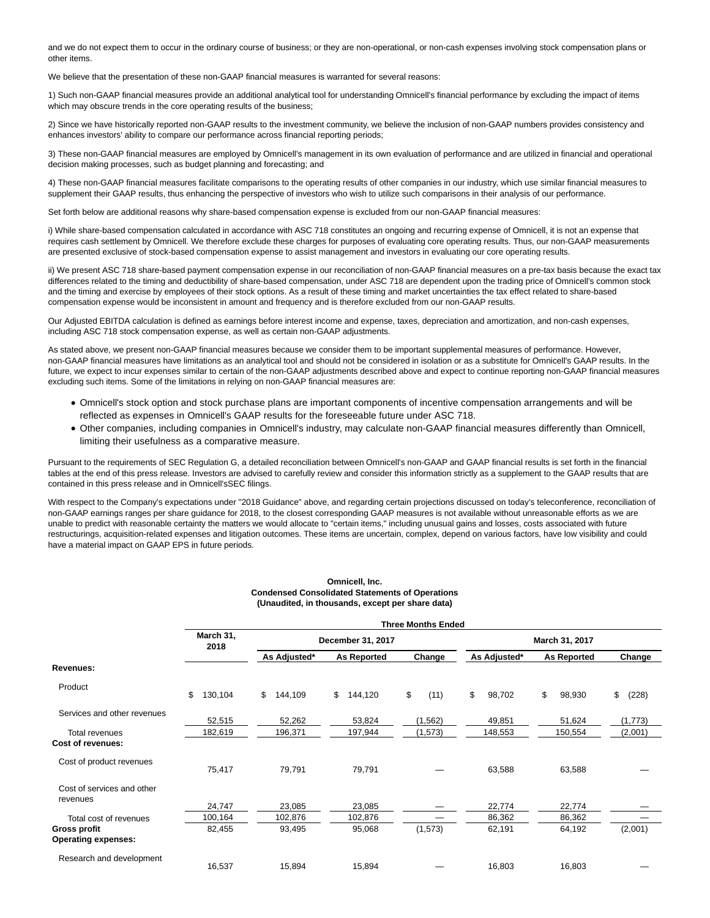and we do not expect them to occur in the ordinary course of business; or they are non-operational, or non-cash expenses involving stock compensation plans or other items.

We believe that the presentation of these non-GAAP financial measures is warranted for several reasons:

1) Such non-GAAP financial measures provide an additional analytical tool for understanding Omnicell's financial performance by excluding the impact of items which may obscure trends in the core operating results of the business;

2) Since we have historically reported non-GAAP results to the investment community, we believe the inclusion of non-GAAP numbers provides consistency and enhances investors' ability to compare our performance across financial reporting periods;

3) These non-GAAP financial measures are employed by Omnicell's management in its own evaluation of performance and are utilized in financial and operational decision making processes, such as budget planning and forecasting; and

4) These non-GAAP financial measures facilitate comparisons to the operating results of other companies in our industry, which use similar financial measures to supplement their GAAP results, thus enhancing the perspective of investors who wish to utilize such comparisons in their analysis of our performance.

Set forth below are additional reasons why share-based compensation expense is excluded from our non-GAAP financial measures:

i) While share-based compensation calculated in accordance with ASC 718 constitutes an ongoing and recurring expense of Omnicell, it is not an expense that requires cash settlement by Omnicell. We therefore exclude these charges for purposes of evaluating core operating results. Thus, our non-GAAP measurements are presented exclusive of stock-based compensation expense to assist management and investors in evaluating our core operating results.

ii) We present ASC 718 share-based payment compensation expense in our reconciliation of non-GAAP financial measures on a pre-tax basis because the exact tax differences related to the timing and deductibility of share-based compensation, under ASC 718 are dependent upon the trading price of Omnicell's common stock and the timing and exercise by employees of their stock options. As a result of these timing and market uncertainties the tax effect related to share-based compensation expense would be inconsistent in amount and frequency and is therefore excluded from our non-GAAP results.

Our Adjusted EBITDA calculation is defined as earnings before interest income and expense, taxes, depreciation and amortization, and non-cash expenses, including ASC 718 stock compensation expense, as well as certain non-GAAP adjustments.

As stated above, we present non-GAAP financial measures because we consider them to be important supplemental measures of performance. However, non-GAAP financial measures have limitations as an analytical tool and should not be considered in isolation or as a substitute for Omnicell's GAAP results. In the future, we expect to incur expenses similar to certain of the non-GAAP adjustments described above and expect to continue reporting non-GAAP financial measures excluding such items. Some of the limitations in relying on non-GAAP financial measures are:

- Omnicell's stock option and stock purchase plans are important components of incentive compensation arrangements and will be reflected as expenses in Omnicell's GAAP results for the foreseeable future under ASC 718.
- Other companies, including companies in Omnicell's industry, may calculate non-GAAP financial measures differently than Omnicell, limiting their usefulness as a comparative measure.

Pursuant to the requirements of SEC Regulation G, a detailed reconciliation between Omnicell's non-GAAP and GAAP financial results is set forth in the financial tables at the end of this press release. Investors are advised to carefully review and consider this information strictly as a supplement to the GAAP results that are contained in this press release and in Omnicell'sSEC filings.

With respect to the Company's expectations under "2018 Guidance" above, and regarding certain projections discussed on today's teleconference, reconciliation of non-GAAP earnings ranges per share guidance for 2018, to the closest corresponding GAAP measures is not available without unreasonable efforts as we are unable to predict with reasonable certainty the matters we would allocate to "certain items," including unusual gains and losses, costs associated with future restructurings, acquisition-related expenses and litigation outcomes. These items are uncertain, complex, depend on various factors, have low visibility and could have a material impact on GAAP EPS in future periods.

**Omnicell, Inc.**
**Condensed Consolidated Statements of Operations**
**(Unaudited, in thousands, except per share data)**

| | Three Months Ended | | | | | | |
|---|---|---|---|---|---|---|---|
| | March 31, 2018 | December 31, 2017 | | | March 31, 2017 | | |
| | | As Adjusted* | As Reported | Change | As Adjusted* | As Reported | Change |
| **Revenues:** | | | | | | | |
| Product | $ 130,104 | $ 144,109 | $ 144,120 | $ (11) | $ 98,702 | $ 98,930 | $ (228) |
| Services and other revenues | 52,515 | 52,262 | 53,824 | (1,562) | 49,851 | 51,624 | (1,773) |
| Total revenues | 182,619 | 196,371 | 197,944 | (1,573) | 148,553 | 150,554 | (2,001) |
| **Cost of revenues:** | | | | | | | |
| Cost of product revenues | 75,417 | 79,791 | 79,791 | — | 63,588 | 63,588 | — |
| Cost of services and other revenues | 24,747 | 23,085 | 23,085 | — | 22,774 | 22,774 | — |
| Total cost of revenues | 100,164 | 102,876 | 102,876 | — | 86,362 | 86,362 | — |
| **Gross profit** | 82,455 | 93,495 | 95,068 | (1,573) | 62,191 | 64,192 | (2,001) |
| **Operating expenses:** | | | | | | | |
| Research and development | 16,537 | 15,894 | 15,894 | — | 16,803 | 16,803 | — |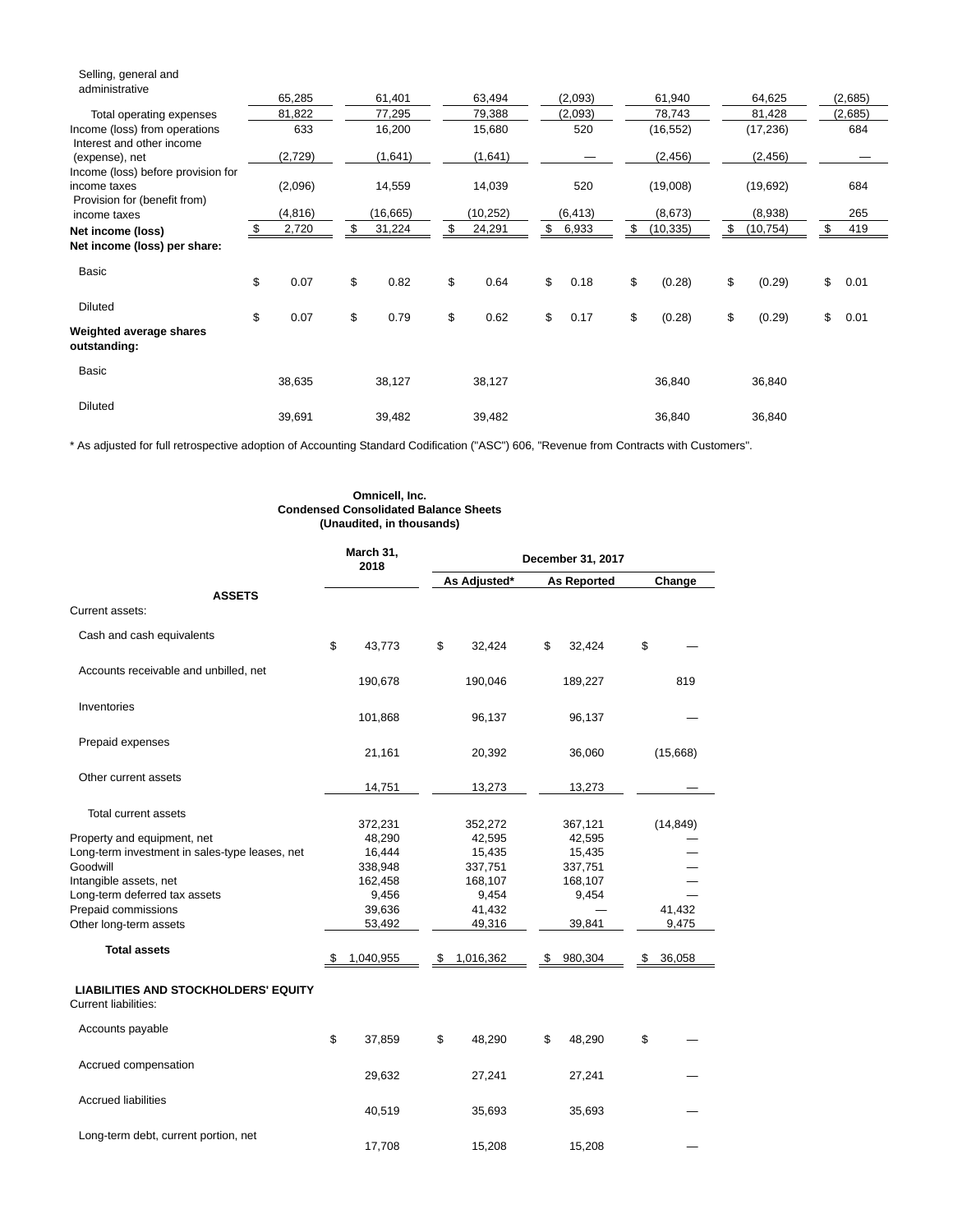| | | | | | | | |
|---|---|---|---|---|---|---|---|
| Selling, general and administrative | 65,285 | 61,401 | 63,494 | (2,093) | 61,940 | 64,625 | (2,685) |
| Total operating expenses | 81,822 | 77,295 | 79,388 | (2,093) | 78,743 | 81,428 | (2,685) |
| Income (loss) from operations | 633 | 16,200 | 15,680 | 520 | (16,552) | (17,236) | 684 |
| Interest and other income (expense), net | (2,729) | (1,641) | (1,641) | — | (2,456) | (2,456) | — |
| Income (loss) before provision for income taxes | (2,096) | 14,559 | 14,039 | 520 | (19,008) | (19,692) | 684 |
| Provision for (benefit from) income taxes | (4,816) | (16,665) | (10,252) | (6,413) | (8,673) | (8,938) | 265 |
| **Net income (loss)** | $ 2,720 | $ 31,224 | $ 24,291 | $ 6,933 | $ (10,335) | $ (10,754) | $ 419 |
| **Net income (loss) per share:** | | | | | | | |
| Basic | $ 0.07 | $ 0.82 | $ 0.64 | $ 0.18 | $ (0.28) | $ (0.29) | $ 0.01 |
| Diluted | $ 0.07 | $ 0.79 | $ 0.62 | $ 0.17 | $ (0.28) | $ (0.29) | $ 0.01 |
| **Weighted average shares outstanding:** | | | | | | | |
| Basic | 38,635 | 38,127 | 38,127 | | 36,840 | 36,840 | |
| Diluted | 39,691 | 39,482 | 39,482 | | 36,840 | 36,840 | |

* As adjusted for full retrospective adoption of Accounting Standard Codification ("ASC") 606, "Revenue from Contracts with Customers".

**Omnicell, Inc.**
**Condensed Consolidated Balance Sheets**
**(Unaudited, in thousands)**

| | March 31, 2018 | December 31, 2017 | | |
|---|---|---|---|---|
| | | As Adjusted* | As Reported | Change |
| **ASSETS** | | | | |
| Current assets: | | | | |
| Cash and cash equivalents | $ 43,773 | $ 32,424 | $ 32,424 | $ — |
| Accounts receivable and unbilled, net | 190,678 | 190,046 | 189,227 | 819 |
| Inventories | 101,868 | 96,137 | 96,137 | — |
| Prepaid expenses | 21,161 | 20,392 | 36,060 | (15,668) |
| Other current assets | 14,751 | 13,273 | 13,273 | — |
| Total current assets | 372,231 | 352,272 | 367,121 | (14,849) |
| Property and equipment, net | 48,290 | 42,595 | 42,595 | — |
| Long-term investment in sales-type leases, net | 16,444 | 15,435 | 15,435 | — |
| Goodwill | 338,948 | 337,751 | 337,751 | — |
| Intangible assets, net | 162,458 | 168,107 | 168,107 | — |
| Long-term deferred tax assets | 9,456 | 9,454 | 9,454 | — |
| Prepaid commissions | 39,636 | 41,432 | — | 41,432 |
| Other long-term assets | 53,492 | 49,316 | 39,841 | 9,475 |
| **Total assets** | $ 1,040,955 | $ 1,016,362 | $ 980,304 | $ 36,058 |
| **LIABILITIES AND STOCKHOLDERS' EQUITY** | | | | |
| Current liabilities: | | | | |
| Accounts payable | $ 37,859 | $ 48,290 | $ 48,290 | $ — |
| Accrued compensation | 29,632 | 27,241 | 27,241 | — |
| Accrued liabilities | 40,519 | 35,693 | 35,693 | — |
| Long-term debt, current portion, net | 17,708 | 15,208 | 15,208 | — |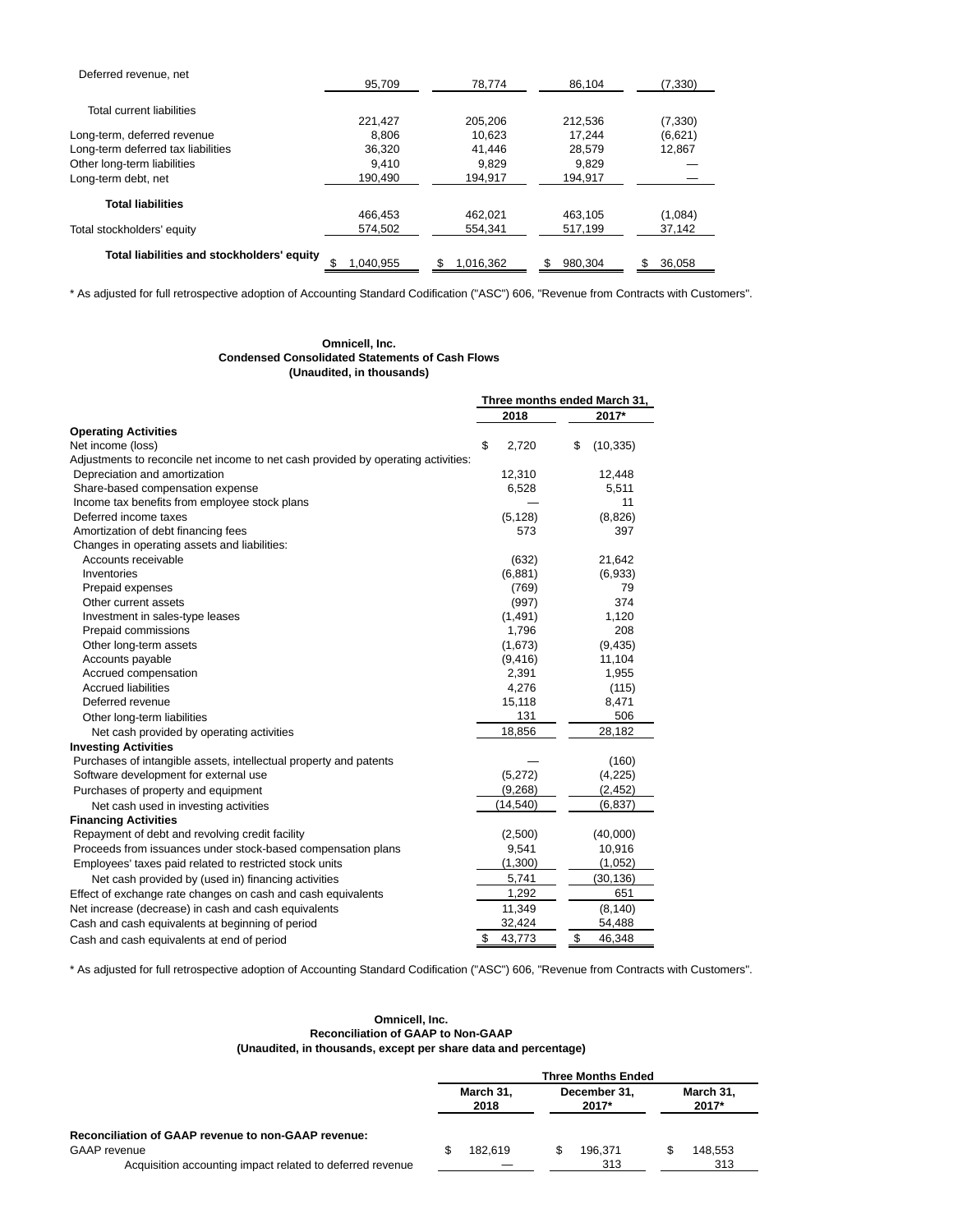| | | | | |
|---|---|---|---|---|
| Deferred revenue, net | 95,709 | 78,774 | 86,104 | (7,330) |
| Total current liabilities | 221,427 | 205,206 | 212,536 | (7,330) |
| Long-term, deferred revenue | 8,806 | 10,623 | 17,244 | (6,621) |
| Long-term deferred tax liabilities | 36,320 | 41,446 | 28,579 | 12,867 |
| Other long-term liabilities | 9,410 | 9,829 | 9,829 | — |
| Long-term debt, net | 190,490 | 194,917 | 194,917 | — |
| **Total liabilities** | 466,453 | 462,021 | 463,105 | (1,084) |
| Total stockholders' equity | 574,502 | 554,341 | 517,199 | 37,142 |
| **Total liabilities and stockholders' equity** | $ 1,040,955 | $ 1,016,362 | $ 980,304 | $ 36,058 |

* As adjusted for full retrospective adoption of Accounting Standard Codification ("ASC") 606, "Revenue from Contracts with Customers".

**Omnicell, Inc.**
**Condensed Consolidated Statements of Cash Flows**
**(Unaudited, in thousands)**

| | Three months ended March 31, | |
|---|---|---|
| | 2018 | 2017* |
| **Operating Activities** | | |
| Net income (loss) | $ 2,720 | $ (10,335) |
| Adjustments to reconcile net income to net cash provided by operating activities: | | |
| Depreciation and amortization | 12,310 | 12,448 |
| Share-based compensation expense | 6,528 | 5,511 |
| Income tax benefits from employee stock plans | — | 11 |
| Deferred income taxes | (5,128) | (8,826) |
| Amortization of debt financing fees | 573 | 397 |
| Changes in operating assets and liabilities: | | |
| Accounts receivable | (632) | 21,642 |
| Inventories | (6,881) | (6,933) |
| Prepaid expenses | (769) | 79 |
| Other current assets | (997) | 374 |
| Investment in sales-type leases | (1,491) | 1,120 |
| Prepaid commissions | 1,796 | 208 |
| Other long-term assets | (1,673) | (9,435) |
| Accounts payable | (9,416) | 11,104 |
| Accrued compensation | 2,391 | 1,955 |
| Accrued liabilities | 4,276 | (115) |
| Deferred revenue | 15,118 | 8,471 |
| Other long-term liabilities | 131 | 506 |
| Net cash provided by operating activities | 18,856 | 28,182 |
| **Investing Activities** | | |
| Purchases of intangible assets, intellectual property and patents | — | (160) |
| Software development for external use | (5,272) | (4,225) |
| Purchases of property and equipment | (9,268) | (2,452) |
| Net cash used in investing activities | (14,540) | (6,837) |
| **Financing Activities** | | |
| Repayment of debt and revolving credit facility | (2,500) | (40,000) |
| Proceeds from issuances under stock-based compensation plans | 9,541 | 10,916 |
| Employees' taxes paid related to restricted stock units | (1,300) | (1,052) |
| Net cash provided by (used in) financing activities | 5,741 | (30,136) |
| Effect of exchange rate changes on cash and cash equivalents | 1,292 | 651 |
| Net increase (decrease) in cash and cash equivalents | 11,349 | (8,140) |
| Cash and cash equivalents at beginning of period | 32,424 | 54,488 |
| Cash and cash equivalents at end of period | $ 43,773 | $ 46,348 |

* As adjusted for full retrospective adoption of Accounting Standard Codification ("ASC") 606, "Revenue from Contracts with Customers".

**Omnicell, Inc.**
**Reconciliation of GAAP to Non-GAAP**
**(Unaudited, in thousands, except per share data and percentage)**

| | Three Months Ended | | |
|---|---|---|---|
| | March 31, 2018 | December 31, 2017* | March 31, 2017* |
| **Reconciliation of GAAP revenue to non-GAAP revenue:** | | | |
| GAAP revenue | $ 182,619 | $ 196,371 | $ 148,553 |
| Acquisition accounting impact related to deferred revenue | — | 313 | 313 |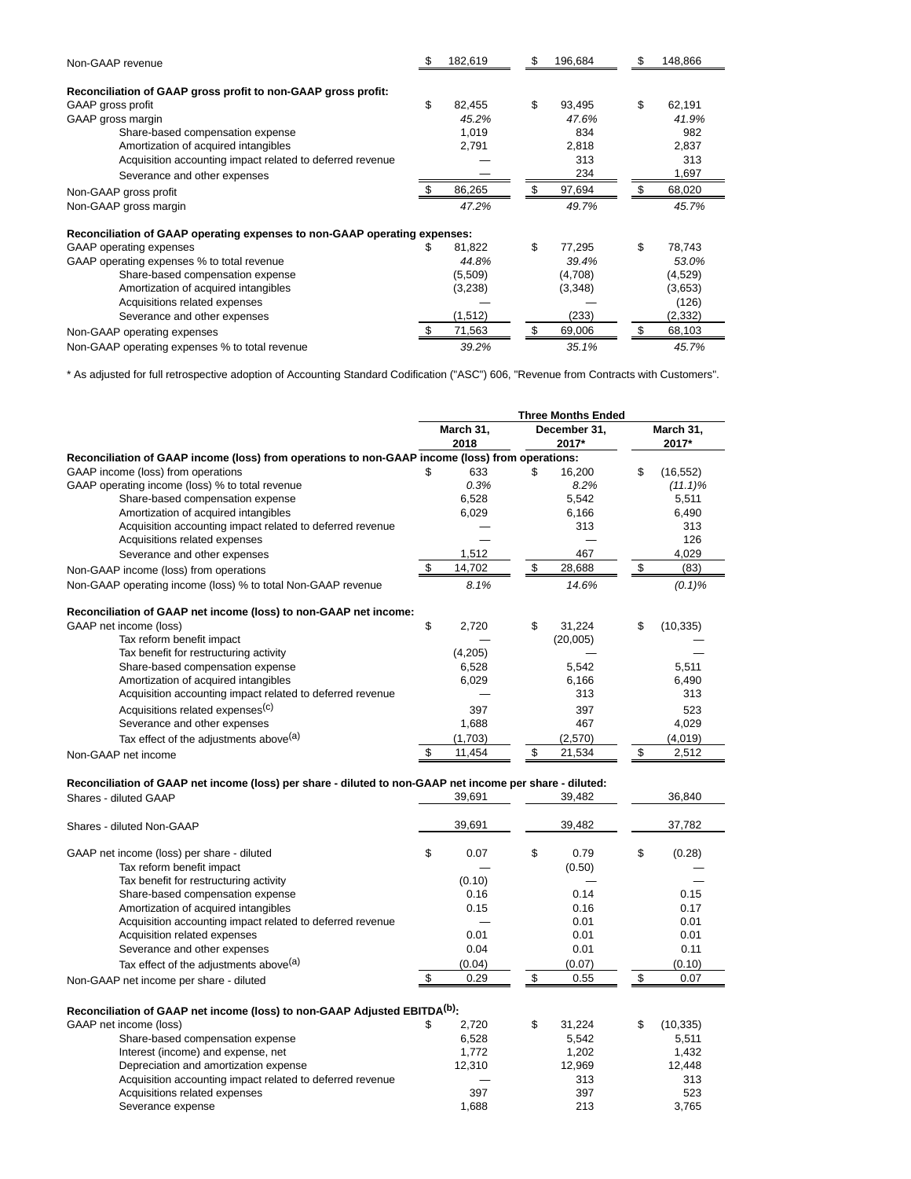| | | | |
|---|---|---|---|
| Non-GAAP revenue | $ 182,619 | $ 196,684 | $ 148,866 |
| | | | |
| **Reconciliation of GAAP gross profit to non-GAAP gross profit:** | | | |
| GAAP gross profit | $ 82,455 | $ 93,495 | $ 62,191 |
| GAAP gross margin | *45.2%* | *47.6%* | *41.9%* |
| Share-based compensation expense | 1,019 | 834 | 982 |
| Amortization of acquired intangibles | 2,791 | 2,818 | 2,837 |
| Acquisition accounting impact related to deferred revenue | — | 313 | 313 |
| Severance and other expenses | — | 234 | 1,697 |
| Non-GAAP gross profit | $ 86,265 | $ 97,694 | $ 68,020 |
| Non-GAAP gross margin | *47.2%* | *49.7%* | *45.7%* |
| | | | |
| **Reconciliation of GAAP operating expenses to non-GAAP operating expenses:** | | | |
| GAAP operating expenses | $ 81,822 | $ 77,295 | $ 78,743 |
| GAAP operating expenses % to total revenue | *44.8%* | *39.4%* | *53.0%* |
| Share-based compensation expense | (5,509) | (4,708) | (4,529) |
| Amortization of acquired intangibles | (3,238) | (3,348) | (3,653) |
| Acquisitions related expenses | — | — | (126) |
| Severance and other expenses | (1,512) | (233) | (2,332) |
| Non-GAAP operating expenses | $ 71,563 | $ 69,006 | $ 68,103 |
| Non-GAAP operating expenses % to total revenue | *39.2%* | *35.1%* | *45.7%* |

* As adjusted for full retrospective adoption of Accounting Standard Codification ("ASC") 606, "Revenue from Contracts with Customers".

| | Three Months Ended | | |
|---|---|---|---|
| | **March 31, 2018** | **December 31, 2017*** | **March 31, 2017*** |
| **Reconciliation of GAAP income (loss) from operations to non-GAAP income (loss) from operations:** | | | |
| GAAP income (loss) from operations | $ 633 | $ 16,200 | $ (16,552) |
| GAAP operating income (loss) % to total revenue | *0.3%* | *8.2%* | *(11.1)%* |
| Share-based compensation expense | 6,528 | 5,542 | 5,511 |
| Amortization of acquired intangibles | 6,029 | 6,166 | 6,490 |
| Acquisition accounting impact related to deferred revenue | — | 313 | 313 |
| Acquisitions related expenses | — | — | 126 |
| Severance and other expenses | 1,512 | 467 | 4,029 |
| Non-GAAP income (loss) from operations | $ 14,702 | $ 28,688 | $ (83) |
| Non-GAAP operating income (loss) % to total Non-GAAP revenue | *8.1%* | *14.6%* | *(0.1)%* |
| | | | |
| **Reconciliation of GAAP net income (loss) to non-GAAP net income:** | | | |
| GAAP net income (loss) | $ 2,720 | $ 31,224 | $ (10,335) |
| Tax reform benefit impact | — | (20,005) | — |
| Tax benefit for restructuring activity | (4,205) | — | — |
| Share-based compensation expense | 6,528 | 5,542 | 5,511 |
| Amortization of acquired intangibles | 6,029 | 6,166 | 6,490 |
| Acquisition accounting impact related to deferred revenue | — | 313 | 313 |
| Acquisitions related expenses[c] | 397 | 397 | 523 |
| Severance and other expenses | 1,688 | 467 | 4,029 |
| Tax effect of the adjustments above[a] | (1,703) | (2,570) | (4,019) |
| Non-GAAP net income | $ 11,454 | $ 21,534 | $ 2,512 |
| | | | |
| **Reconciliation of GAAP net income (loss) per share - diluted to non-GAAP net income per share - diluted:** | | | |
| Shares - diluted GAAP | 39,691 | 39,482 | 36,840 |
| Shares - diluted Non-GAAP | 39,691 | 39,482 | 37,782 |
| | | | |
| GAAP net income (loss) per share - diluted | $ 0.07 | $ 0.79 | $ (0.28) |
| Tax reform benefit impact | — | (0.50) | — |
| Tax benefit for restructuring activity | (0.10) | — | — |
| Share-based compensation expense | 0.16 | 0.14 | 0.15 |
| Amortization of acquired intangibles | 0.15 | 0.16 | 0.17 |
| Acquisition accounting impact related to deferred revenue | — | 0.01 | 0.01 |
| Acquisition related expenses | 0.01 | 0.01 | 0.01 |
| Severance and other expenses | 0.04 | 0.01 | 0.11 |
| Tax effect of the adjustments above[a] | (0.04) | (0.07) | (0.10) |
| Non-GAAP net income per share - diluted | $ 0.29 | $ 0.55 | $ 0.07 |
| | | | |
| **Reconciliation of GAAP net income (loss) to non-GAAP Adjusted EBITDA[b]:** | | | |
| GAAP net income (loss) | $ 2,720 | $ 31,224 | $ (10,335) |
| Share-based compensation expense | 6,528 | 5,542 | 5,511 |
| Interest (income) and expense, net | 1,772 | 1,202 | 1,432 |
| Depreciation and amortization expense | 12,310 | 12,969 | 12,448 |
| Acquisition accounting impact related to deferred revenue | — | 313 | 313 |
| Acquisitions related expenses | 397 | 397 | 523 |
| Severance expense | 1,688 | 213 | 3,765 |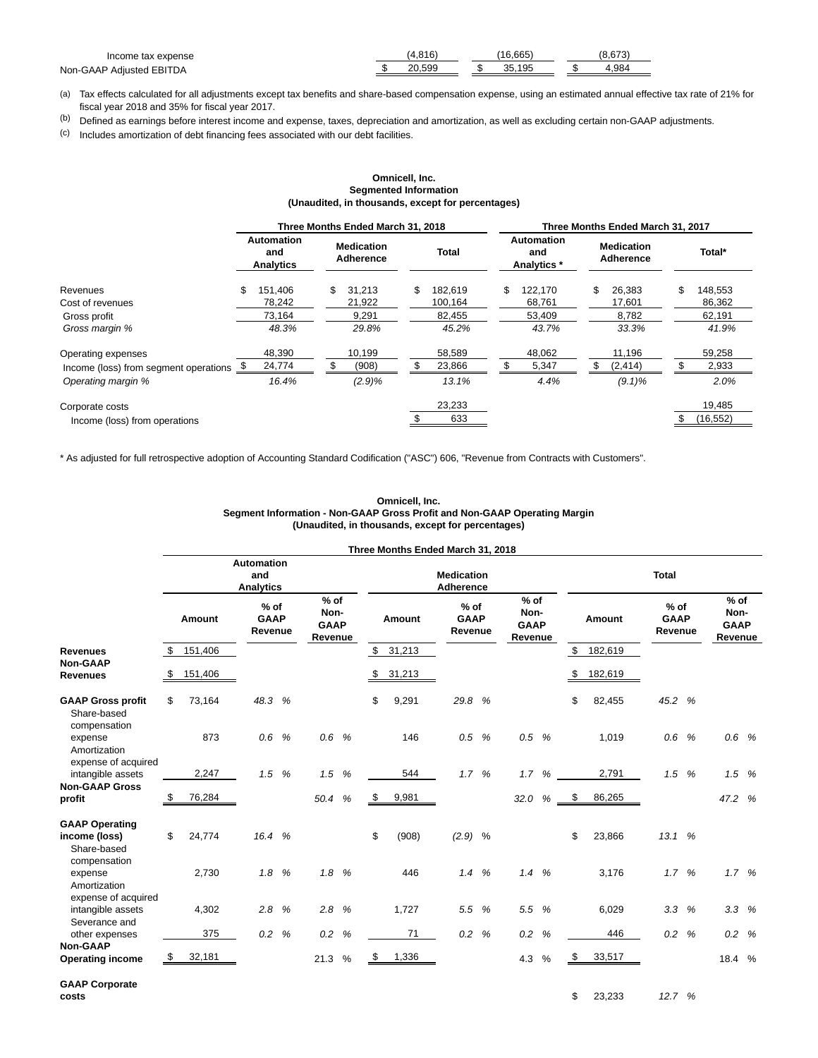| | | | |
|---|---|---|---|
| Income tax expense | (4,816) | (16,665) | (8,673) |
| Non-GAAP Adjusted EBITDA | $ 20,599 | $ 35,195 | $ 4,984 |

(a) Tax effects calculated for all adjustments except tax benefits and share-based compensation expense, using an estimated annual effective tax rate of 21% for fiscal year 2018 and 35% for fiscal year 2017.

(b) Defined as earnings before interest income and expense, taxes, depreciation and amortization, as well as excluding certain non-GAAP adjustments.

(c) Includes amortization of debt financing fees associated with our debt facilities.

**Omnicell, Inc.**
**Segmented Information**
**(Unaudited, in thousands, except for percentages)**

| | Three Months Ended March 31, 2018 | | | Three Months Ended March 31, 2017 | | |
|---|---|---|---|---|---|---|
| | **Automation and Analytics** | **Medication Adherence** | **Total** | **Automation and Analytics \*** | **Medication Adherence** | **Total\*** |
| Revenues | $ 151,406 | $ 31,213 | $ 182,619 | $ 122,170 | $ 26,383 | $ 148,553 |
| Cost of revenues | 78,242 | 21,922 | 100,164 | 68,761 | 17,601 | 86,362 |
| Gross profit | 73,164 | 9,291 | 82,455 | 53,409 | 8,782 | 62,191 |
| *Gross margin %* | *48.3%* | *29.8%* | *45.2%* | *43.7%* | *33.3%* | *41.9%* |
| Operating expenses | 48,390 | 10,199 | 58,589 | 48,062 | 11,196 | 59,258 |
| Income (loss) from segment operations | $ 24,774 | $ (908) | $ 23,866 | $ 5,347 | $ (2,414) | $ 2,933 |
| *Operating margin %* | *16.4%* | *(2.9)%* | *13.1%* | *4.4%* | *(9.1)%* | *2.0%* |
| Corporate costs | | | 23,233 | | | 19,485 |
| Income (loss) from operations | | | $ 633 | | | $ (16,552) |

\* As adjusted for full retrospective adoption of Accounting Standard Codification ("ASC") 606, "Revenue from Contracts with Customers".

**Omnicell, Inc.**
**Segment Information - Non-GAAP Gross Profit and Non-GAAP Operating Margin**
**(Unaudited, in thousands, except for percentages)**

| | Three Months Ended March 31, 2018 | | | | | | | | |
|---|---|---|---|---|---|---|---|---|---|
| | **Automation and Analytics** | | | **Medication Adherence** | | | **Total** | | |
| | **Amount** | **% of GAAP Revenue** | **% of Non-GAAP Revenue** | **Amount** | **% of GAAP Revenue** | **% of Non-GAAP Revenue** | **Amount** | **% of GAAP Revenue** | **% of Non-GAAP Revenue** |
| **Revenues** | $ 151,406 | | | $ 31,213 | | | $ 182,619 | | |
| **Non-GAAP Revenues** | $ 151,406 | | | $ 31,213 | | | $ 182,619 | | |
| **GAAP Gross profit** | $ 73,164 | *48.3 %* | | $ 9,291 | *29.8 %* | | $ 82,455 | *45.2 %* | |
| Share-based compensation expense | 873 | *0.6 %* | *0.6 %* | 146 | *0.5 %* | *0.5 %* | 1,019 | *0.6 %* | *0.6 %* |
| Amortization expense of acquired intangible assets | 2,247 | *1.5 %* | *1.5 %* | 544 | *1.7 %* | *1.7 %* | 2,791 | *1.5 %* | *1.5 %* |
| **Non-GAAP Gross profit** | $ 76,284 | | *50.4 %* | $ 9,981 | | *32.0 %* | $ 86,265 | | *47.2 %* |
| **GAAP Operating income (loss)** | $ 24,774 | *16.4 %* | | $ (908) | *(2.9) %* | | $ 23,866 | *13.1 %* | |
| Share-based compensation expense | 2,730 | *1.8 %* | *1.8 %* | 446 | *1.4 %* | *1.4 %* | 3,176 | *1.7 %* | *1.7 %* |
| Amortization expense of acquired intangible assets | 4,302 | *2.8 %* | *2.8 %* | 1,727 | *5.5 %* | *5.5 %* | 6,029 | *3.3 %* | *3.3 %* |
| Severance and other expenses | 375 | *0.2 %* | *0.2 %* | 71 | *0.2 %* | *0.2 %* | 446 | *0.2 %* | *0.2 %* |
| **Non-GAAP Operating income** | $ 32,181 | | 21.3 % | $ 1,336 | | 4.3 % | $ 33,517 | | 18.4 % |
| **GAAP Corporate costs** | | | | | | | $ 23,233 | *12.7 %* | |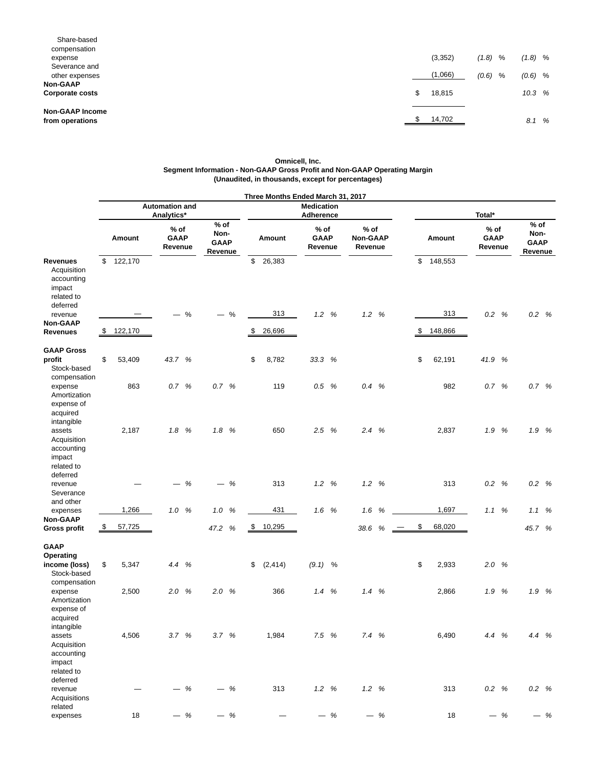| | | | |
|---|---|---|---|
| Share-based compensation expense | (3,352) | (1.8) % | (1.8) % |
| Severance and other expenses | (1,066) | (0.6) % | (0.6) % |
| **Non-GAAP Corporate costs** | $ 18,815 | | 10.3 % |
| **Non-GAAP Income from operations** | $ 14,702 | | 8.1 % |

**Omnicell, Inc.**
**Segment Information - Non-GAAP Gross Profit and Non-GAAP Operating Margin**
**(Unaudited, in thousands, except for percentages)**

| | Three Months Ended March 31, 2017 | | | | | | | | |
|---|---|---|---|---|---|---|---|---|---|
| | Automation and Analytics* | | | Medication Adherence | | | Total* | | |
| | Amount | % of GAAP Revenue | % of Non-GAAP Revenue | Amount | % of GAAP Revenue | % of Non-GAAP Revenue | Amount | % of GAAP Revenue | % of Non-GAAP Revenue |
| **Revenues** | $ 122,170 | | | $ 26,383 | | | $ 148,553 | | |
| Acquisition accounting impact related to deferred revenue | — | — % | — % | 313 | 1.2 % | 1.2 % | 313 | 0.2 % | 0.2 % |
| **Non-GAAP Revenues** | $ 122,170 | | | $ 26,696 | | | $ 148,866 | | |
| **GAAP Gross profit** | $ 53,409 | 43.7 % | | $ 8,782 | 33.3 % | | $ 62,191 | 41.9 % | |
| Stock-based compensation expense | 863 | 0.7 % | 0.7 % | 119 | 0.5 % | 0.4 % | 982 | 0.7 % | 0.7 % |
| Amortization expense of acquired intangible assets | 2,187 | 1.8 % | 1.8 % | 650 | 2.5 % | 2.4 % | 2,837 | 1.9 % | 1.9 % |
| Acquisition accounting impact related to deferred revenue | — | — % | — % | 313 | 1.2 % | 1.2 % | 313 | 0.2 % | 0.2 % |
| Severance and other expenses | 1,266 | 1.0 % | 1.0 % | 431 | 1.6 % | 1.6 % | 1,697 | 1.1 % | 1.1 % |
| **Non-GAAP Gross profit** | $ 57,725 | | 47.2 % | $ 10,295 | | 38.6 % | $ 68,020 | | 45.7 % |
| **GAAP Operating income (loss)** | $ 5,347 | 4.4 % | | $ (2,414) | (9.1) % | | $ 2,933 | 2.0 % | |
| Stock-based compensation expense | 2,500 | 2.0 % | 2.0 % | 366 | 1.4 % | 1.4 % | 2,866 | 1.9 % | 1.9 % |
| Amortization expense of acquired intangible assets | 4,506 | 3.7 % | 3.7 % | 1,984 | 7.5 % | 7.4 % | 6,490 | 4.4 % | 4.4 % |
| Acquisition accounting impact related to deferred revenue | — | — % | — % | 313 | 1.2 % | 1.2 % | 313 | 0.2 % | 0.2 % |
| Acquisitions related expenses | 18 | — % | — % | — | — % | — % | 18 | — % | — % |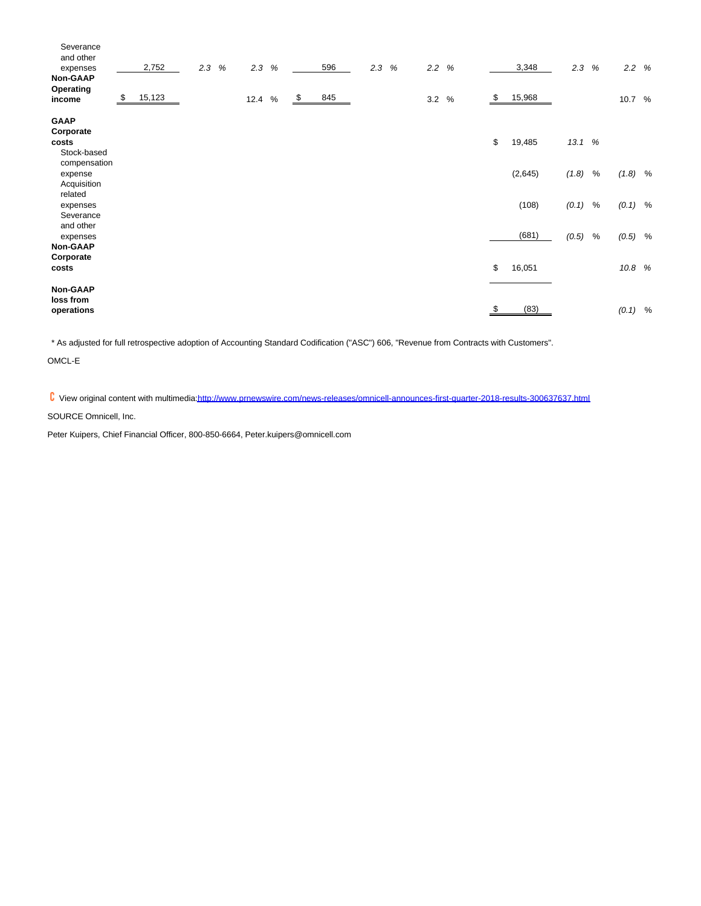| | | | | | | | | | |
|---|---|---|---|---|---|---|---|---|---|
| Severance and other expenses | 2,752 | 2.3 % | 2.3 % | 596 | 2.3 % | 2.2 % | 3,348 | 2.3 % | 2.2 % |
| **Non-GAAP Operating income** | $ 15,123 | | 12.4 % | $ 845 | | 3.2 % | $ 15,968 | | 10.7 % |
| | | | | | | | | | |
| **GAAP Corporate costs** | | | | | | | $ 19,485 | 13.1 % | |
| Stock-based compensation expense | | | | | | | (2,645) | (1.8) % | (1.8) % |
| Acquisition related expenses | | | | | | | (108) | (0.1) % | (0.1) % |
| Severance and other expenses | | | | | | | (681) | (0.5) % | (0.5) % |
| **Non-GAAP Corporate costs** | | | | | | | $ 16,051 | | 10.8 % |
| | | | | | | | | | |
| **Non-GAAP loss from operations** | | | | | | | $ (83) | | (0.1) % |

* As adjusted for full retrospective adoption of Accounting Standard Codification ("ASC") 606, "Revenue from Contracts with Customers".

OMCL-E

View original content with multimedia:http://www.prnewswire.com/news-releases/omnicell-announces-first-quarter-2018-results-300637637.html

SOURCE Omnicell, Inc.

Peter Kuipers, Chief Financial Officer, 800-850-6664, Peter.kuipers@omnicell.com